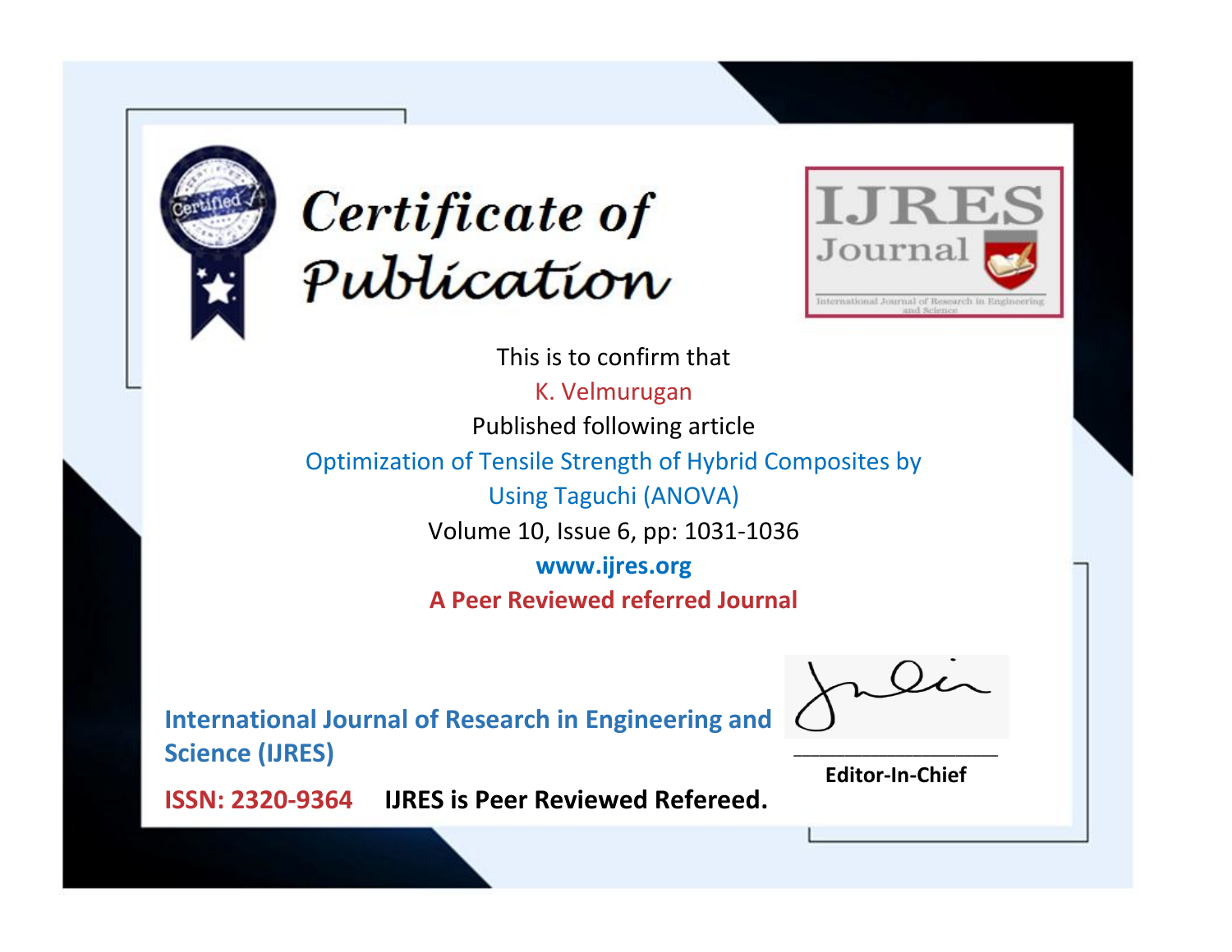# Certificate of Publication

**IJRES Journal**

International Journal of Research in Engineering and Science

This is to confirm that

K. Velmurugan

Published following article

Optimization of Tensile Strength of Hybrid Composites by Using Taguchi (ANOVA)

Volume 10, Issue 6, pp: 1031-1036

**www.ijres.org**

**A Peer Reviewed referred Journal**

**International Journal of Research in Engineering and Science (IJRES)**

**ISSN: 2320-9364** **IJRES is Peer Reviewed Refereed.**

**Editor-In-Chief**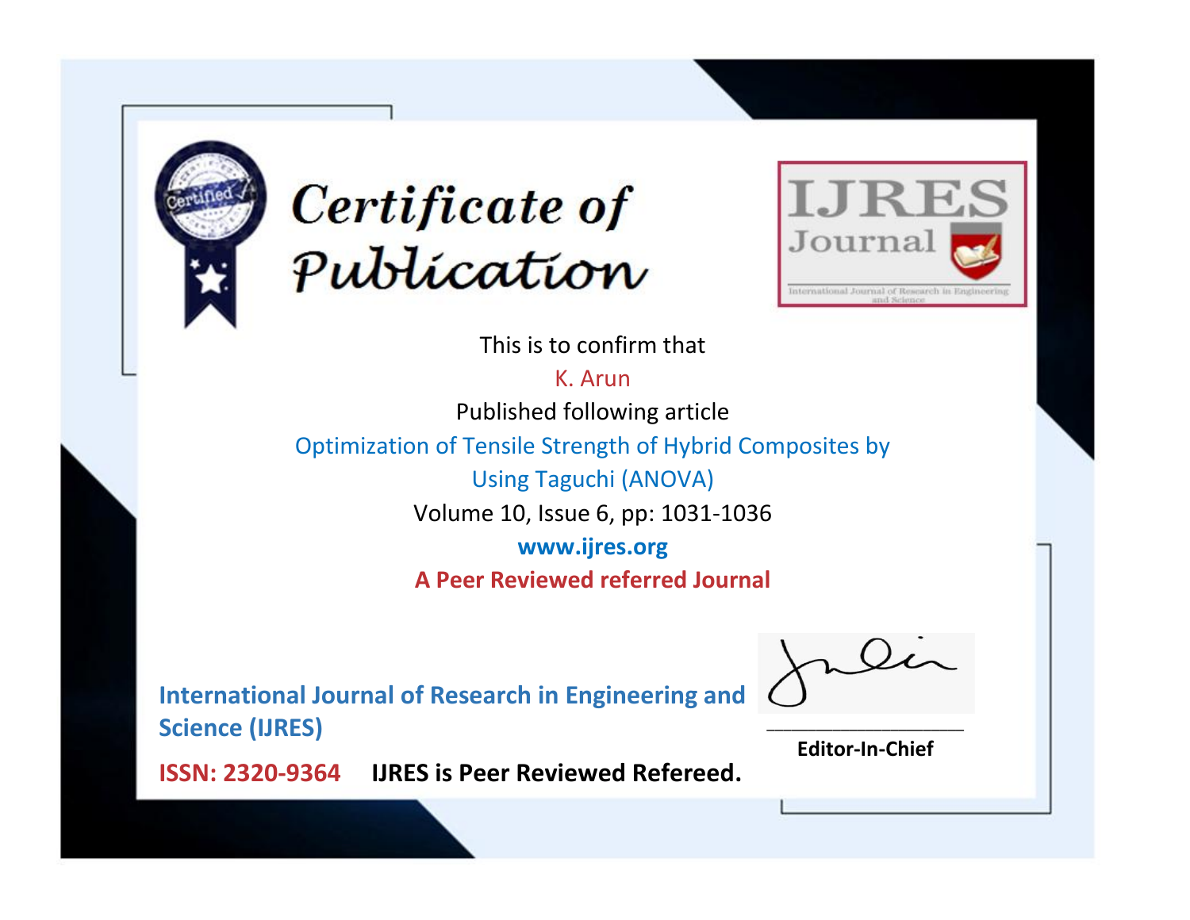# Certificate of Publication

**IJRES Journal**

International Journal of Research in Engineering and Science

This is to confirm that

K. Arun

Published following article

Optimization of Tensile Strength of Hybrid Composites by Using Taguchi (ANOVA)

Volume 10, Issue 6, pp: 1031-1036

**www.ijres.org**

**A Peer Reviewed referred Journal**

**International Journal of Research in Engineering and Science (IJRES)**

**ISSN: 2320-9364** **IJRES is Peer Reviewed Refereed.**

**Editor-In-Chief**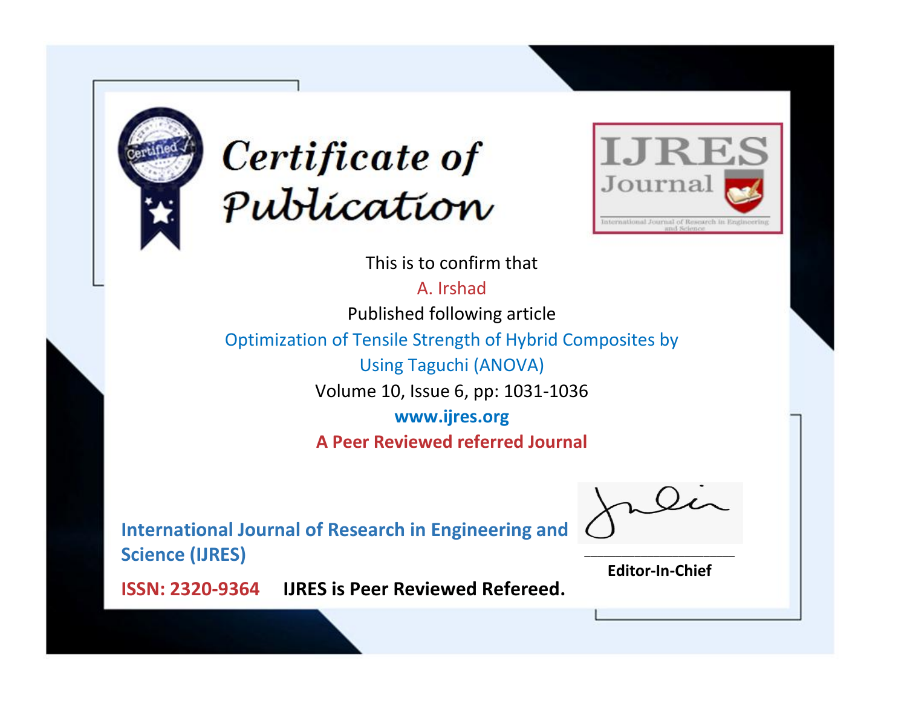# Certificate of Publication

IJRES Journal

International Journal of Research in Engineering and Science

This is to confirm that

A. Irshad

Published following article

Optimization of Tensile Strength of Hybrid Composites by Using Taguchi (ANOVA)

Volume 10, Issue 6, pp: 1031-1036

**www.ijres.org**

**A Peer Reviewed referred Journal**

**International Journal of Research in Engineering and Science (IJRES)**

**ISSN: 2320-9364** **IJRES is Peer Reviewed Refereed.**

**Editor-In-Chief**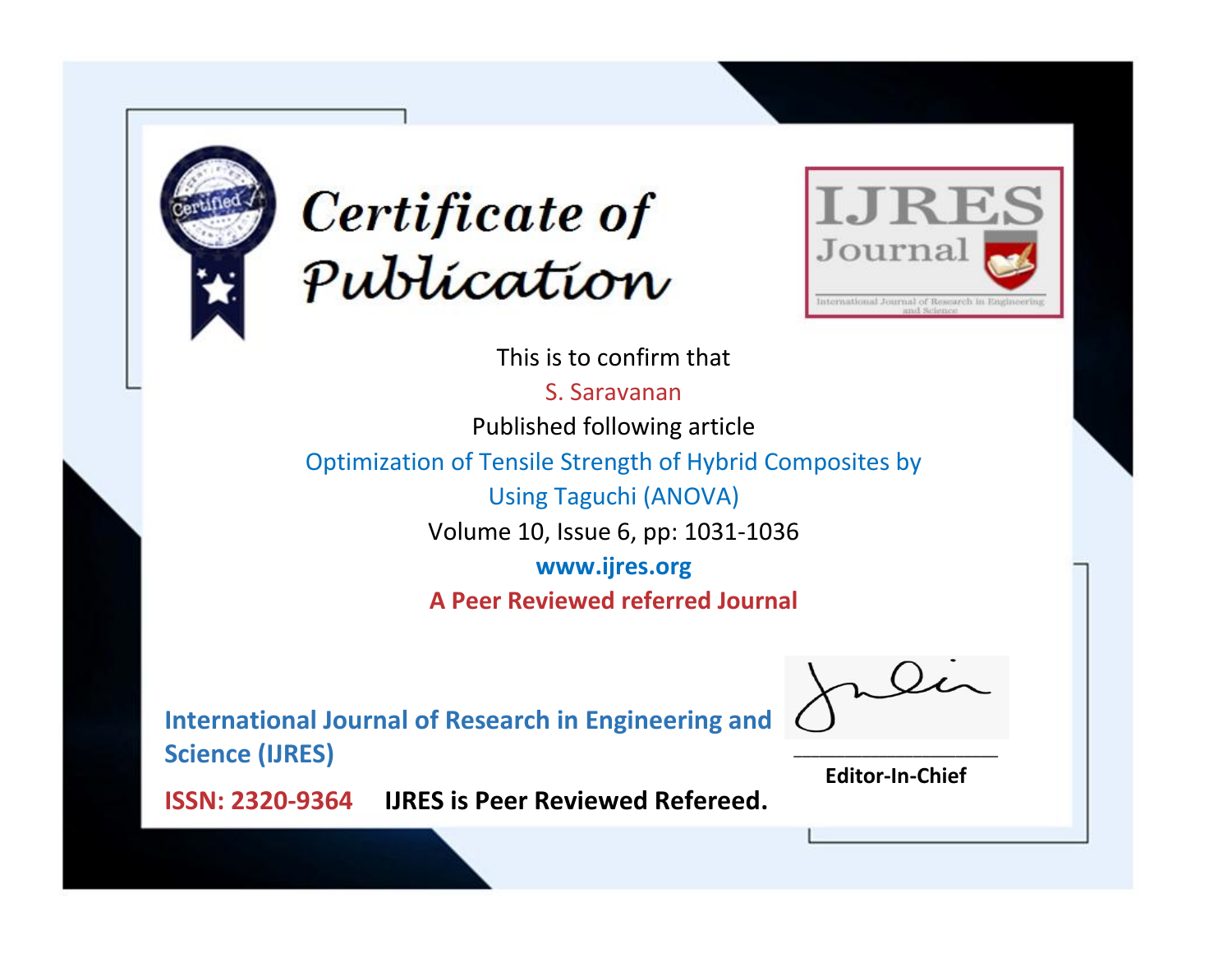# Certificate of Publication

**IJRES Journal**

International Journal of Research in Engineering and Science

This is to confirm that

S. Saravanan

Published following article

Optimization of Tensile Strength of Hybrid Composites by Using Taguchi (ANOVA)

Volume 10, Issue 6, pp: 1031-1036

**www.ijres.org**

**A Peer Reviewed referred Journal**

**International Journal of Research in Engineering and Science (IJRES)**

**ISSN: 2320-9364** **IJRES is Peer Reviewed Refereed.**

**Editor-In-Chief**